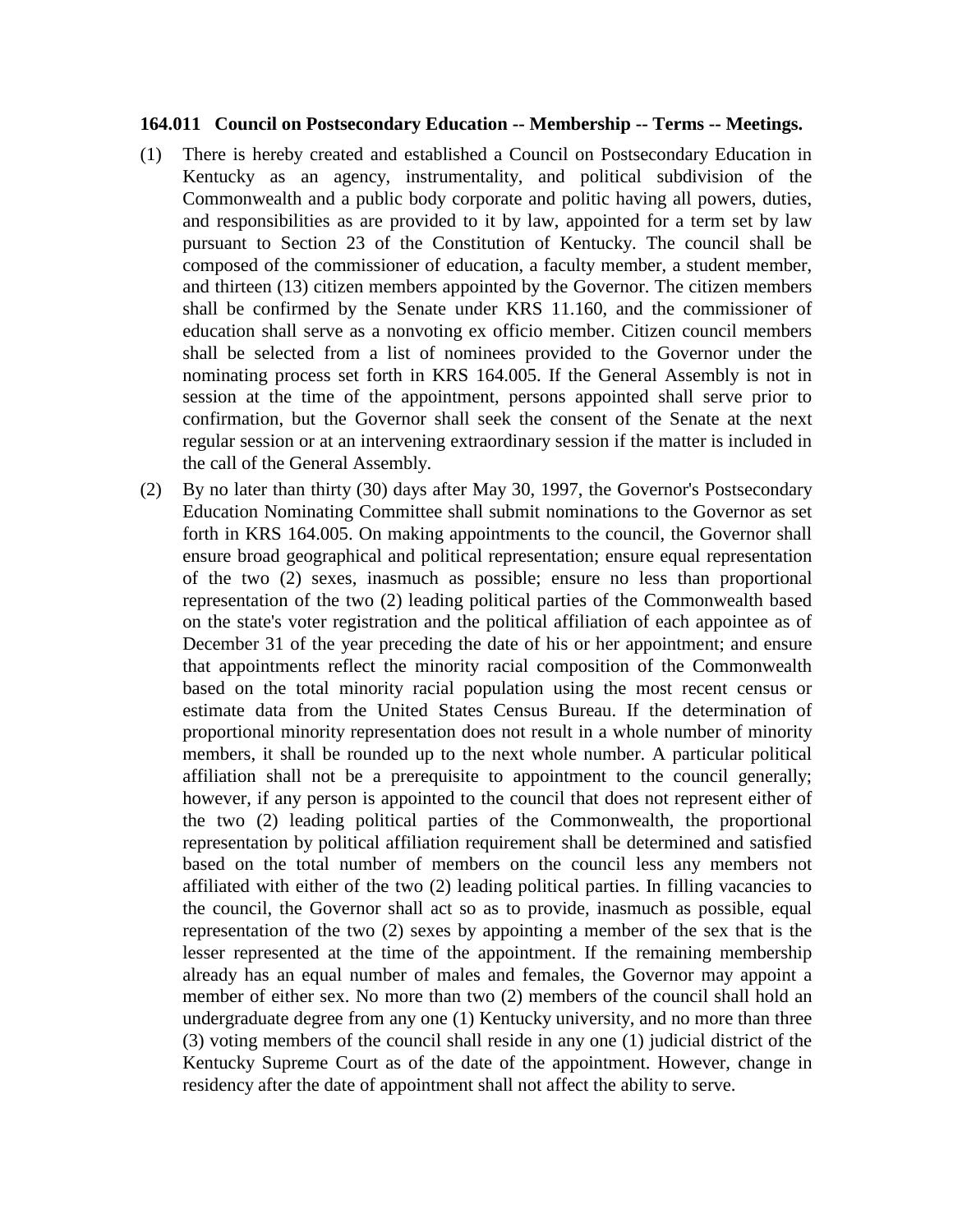**164.011 Council on Postsecondary Education -- Membership -- Terms -- Meetings.**

(1) There is hereby created and established a Council on Postsecondary Education in Kentucky as an agency, instrumentality, and political subdivision of the Commonwealth and a public body corporate and politic having all powers, duties, and responsibilities as are provided to it by law, appointed for a term set by law pursuant to Section 23 of the Constitution of Kentucky. The council shall be composed of the commissioner of education, a faculty member, a student member, and thirteen (13) citizen members appointed by the Governor. The citizen members shall be confirmed by the Senate under KRS 11.160, and the commissioner of education shall serve as a nonvoting ex officio member. Citizen council members shall be selected from a list of nominees provided to the Governor under the nominating process set forth in KRS 164.005. If the General Assembly is not in session at the time of the appointment, persons appointed shall serve prior to confirmation, but the Governor shall seek the consent of the Senate at the next regular session or at an intervening extraordinary session if the matter is included in the call of the General Assembly.

(2) By no later than thirty (30) days after May 30, 1997, the Governor's Postsecondary Education Nominating Committee shall submit nominations to the Governor as set forth in KRS 164.005. On making appointments to the council, the Governor shall ensure broad geographical and political representation; ensure equal representation of the two (2) sexes, inasmuch as possible; ensure no less than proportional representation of the two (2) leading political parties of the Commonwealth based on the state's voter registration and the political affiliation of each appointee as of December 31 of the year preceding the date of his or her appointment; and ensure that appointments reflect the minority racial composition of the Commonwealth based on the total minority racial population using the most recent census or estimate data from the United States Census Bureau. If the determination of proportional minority representation does not result in a whole number of minority members, it shall be rounded up to the next whole number. A particular political affiliation shall not be a prerequisite to appointment to the council generally; however, if any person is appointed to the council that does not represent either of the two (2) leading political parties of the Commonwealth, the proportional representation by political affiliation requirement shall be determined and satisfied based on the total number of members on the council less any members not affiliated with either of the two (2) leading political parties. In filling vacancies to the council, the Governor shall act so as to provide, inasmuch as possible, equal representation of the two (2) sexes by appointing a member of the sex that is the lesser represented at the time of the appointment. If the remaining membership already has an equal number of males and females, the Governor may appoint a member of either sex. No more than two (2) members of the council shall hold an undergraduate degree from any one (1) Kentucky university, and no more than three (3) voting members of the council shall reside in any one (1) judicial district of the Kentucky Supreme Court as of the date of the appointment. However, change in residency after the date of appointment shall not affect the ability to serve.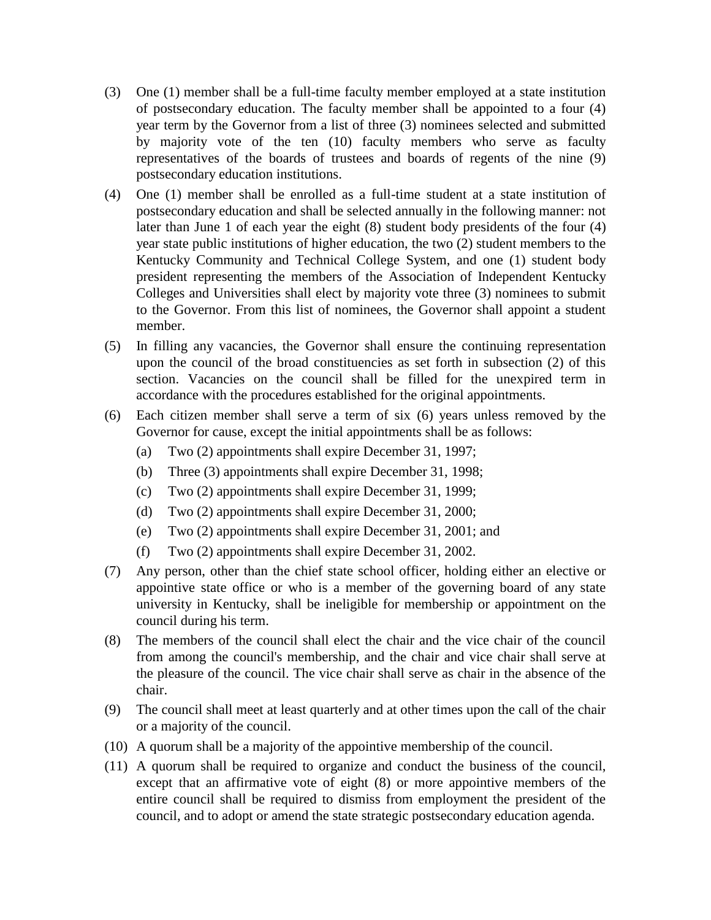(3) One (1) member shall be a full-time faculty member employed at a state institution of postsecondary education. The faculty member shall be appointed to a four (4) year term by the Governor from a list of three (3) nominees selected and submitted by majority vote of the ten (10) faculty members who serve as faculty representatives of the boards of trustees and boards of regents of the nine (9) postsecondary education institutions.

(4) One (1) member shall be enrolled as a full-time student at a state institution of postsecondary education and shall be selected annually in the following manner: not later than June 1 of each year the eight (8) student body presidents of the four (4) year state public institutions of higher education, the two (2) student members to the Kentucky Community and Technical College System, and one (1) student body president representing the members of the Association of Independent Kentucky Colleges and Universities shall elect by majority vote three (3) nominees to submit to the Governor. From this list of nominees, the Governor shall appoint a student member.

(5) In filling any vacancies, the Governor shall ensure the continuing representation upon the council of the broad constituencies as set forth in subsection (2) of this section. Vacancies on the council shall be filled for the unexpired term in accordance with the procedures established for the original appointments.

(6) Each citizen member shall serve a term of six (6) years unless removed by the Governor for cause, except the initial appointments shall be as follows:

   (a) Two (2) appointments shall expire December 31, 1997;

   (b) Three (3) appointments shall expire December 31, 1998;

   (c) Two (2) appointments shall expire December 31, 1999;

   (d) Two (2) appointments shall expire December 31, 2000;

   (e) Two (2) appointments shall expire December 31, 2001; and

   (f) Two (2) appointments shall expire December 31, 2002.

(7) Any person, other than the chief state school officer, holding either an elective or appointive state office or who is a member of the governing board of any state university in Kentucky, shall be ineligible for membership or appointment on the council during his term.

(8) The members of the council shall elect the chair and the vice chair of the council from among the council's membership, and the chair and vice chair shall serve at the pleasure of the council. The vice chair shall serve as chair in the absence of the chair.

(9) The council shall meet at least quarterly and at other times upon the call of the chair or a majority of the council.

(10) A quorum shall be a majority of the appointive membership of the council.

(11) A quorum shall be required to organize and conduct the business of the council, except that an affirmative vote of eight (8) or more appointive members of the entire council shall be required to dismiss from employment the president of the council, and to adopt or amend the state strategic postsecondary education agenda.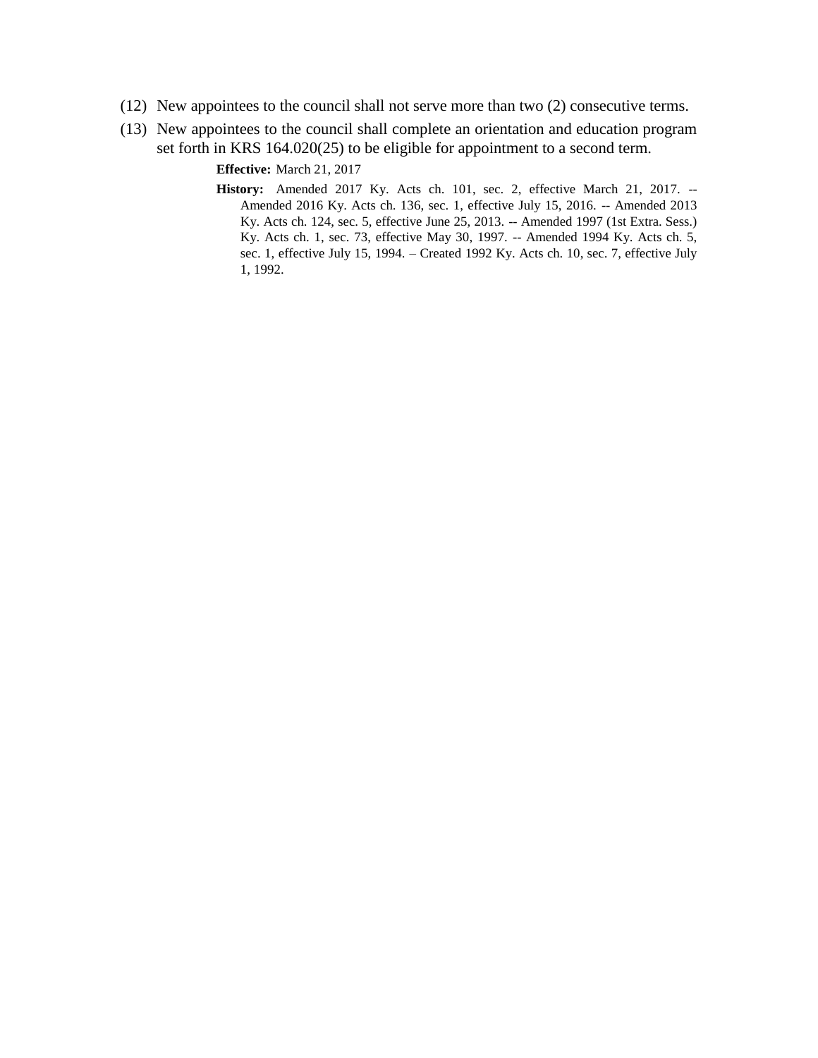(12) New appointees to the council shall not serve more than two (2) consecutive terms.

(13) New appointees to the council shall complete an orientation and education program set forth in KRS 164.020(25) to be eligible for appointment to a second term.

**Effective:** March 21, 2017

**History:** Amended 2017 Ky. Acts ch. 101, sec. 2, effective March 21, 2017. -- Amended 2016 Ky. Acts ch. 136, sec. 1, effective July 15, 2016. -- Amended 2013 Ky. Acts ch. 124, sec. 5, effective June 25, 2013. -- Amended 1997 (1st Extra. Sess.) Ky. Acts ch. 1, sec. 73, effective May 30, 1997. -- Amended 1994 Ky. Acts ch. 5, sec. 1, effective July 15, 1994. – Created 1992 Ky. Acts ch. 10, sec. 7, effective July 1, 1992.